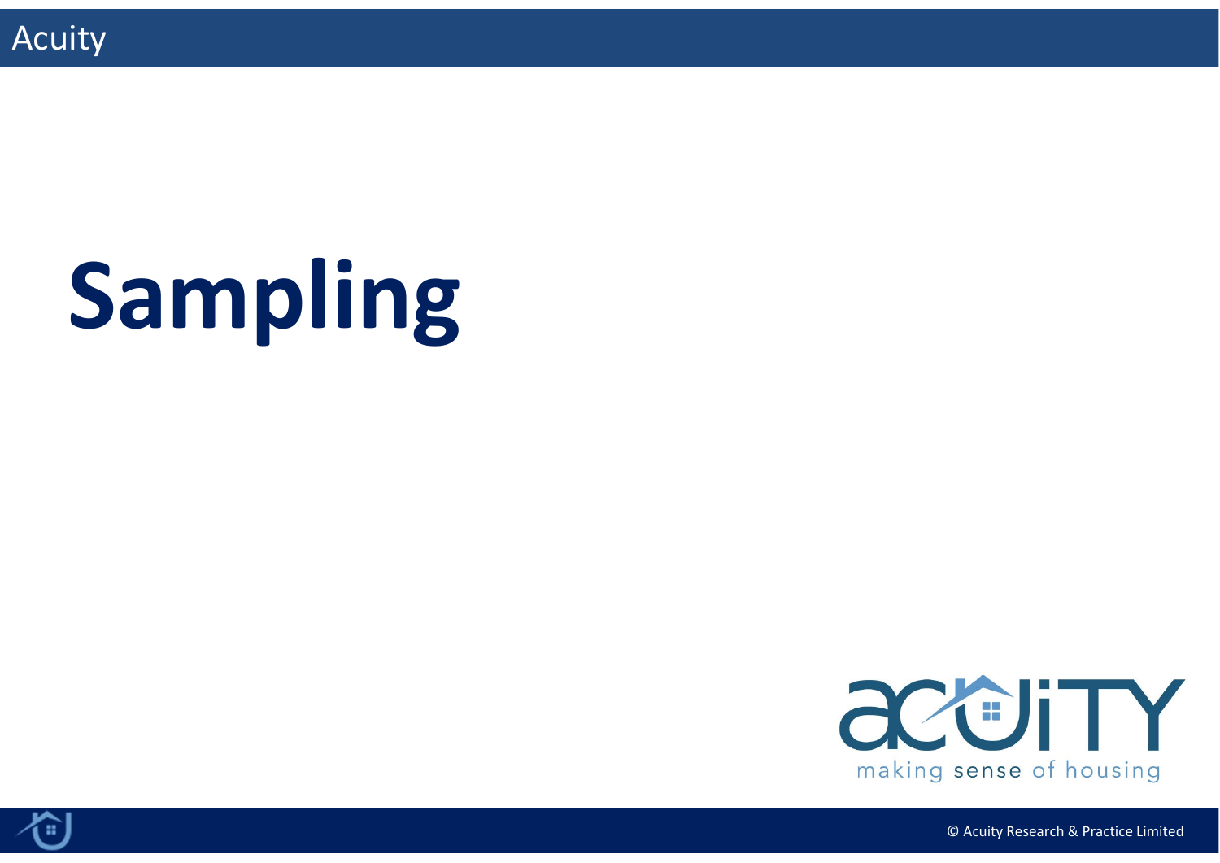# Sampling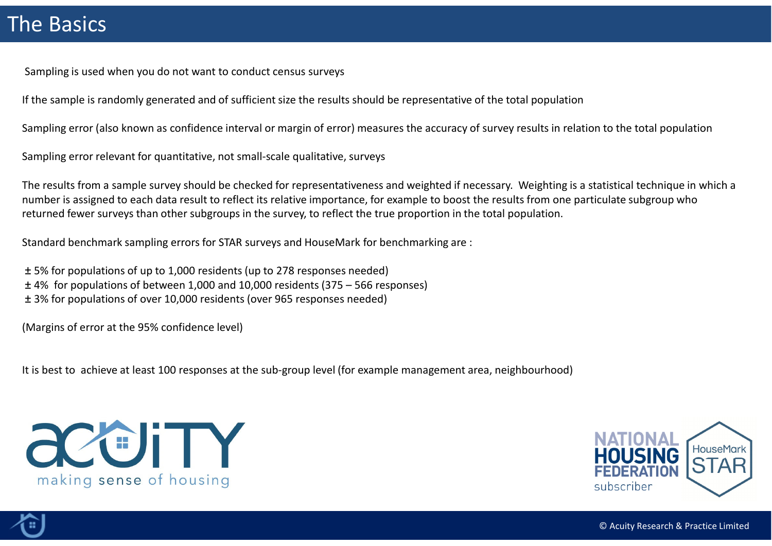# The Basics

Sampling is used when you do not want to conduct census surveys

If the sample is randomly generated and of sufficient size the results should be representative of the total population

Sampling error (also known as confidence interval or margin of error) measures the accuracy of survey results in relation to the total population

Sampling error relevant for quantitative, not small-scale qualitative, surveys

The results from a sample survey should be checked for representativeness and weighted if necessary. Weighting is a statistical technique in which a number is assigned to each data result to reflect its relative importance, for example to boost the results from one particulate subgroup who returned fewer surveys than other subgroups in the survey, to reflect the true proportion in the total population.

Standard benchmark sampling errors for STAR surveys and HouseMark for benchmarking are :

± 5% for populations of up to 1,000 residents (up to 278 responses needed)
± 4% for populations of between 1,000 and 10,000 residents (375 – 566 responses)
± 3% for populations of over 10,000 residents (over 965 responses needed)

(Margins of error at the 95% confidence level)

It is best to achieve at least 100 responses at the sub-group level (for example management area, neighbourhood)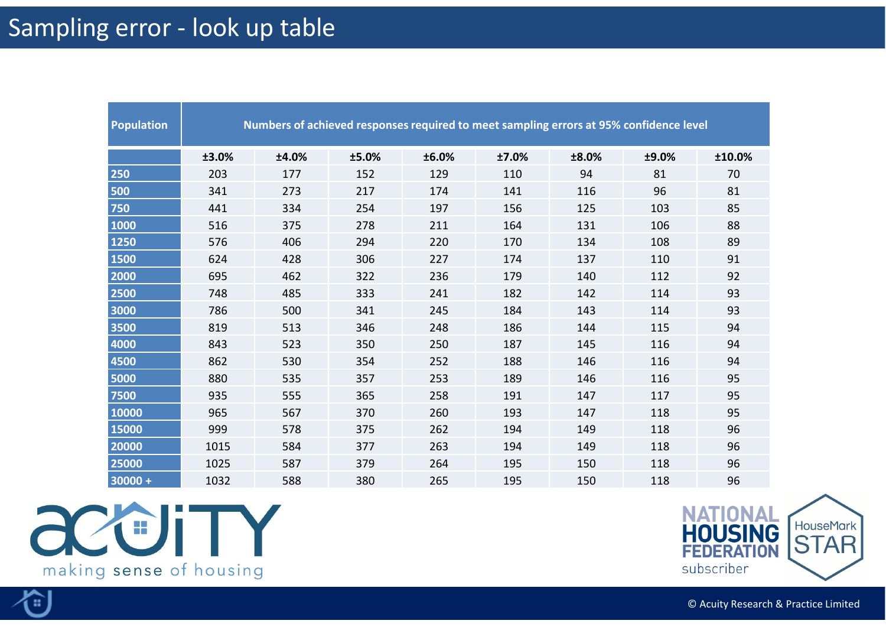# Sampling error - look up table

| Population | Numbers of achieved responses required to meet sampling errors at 95% confidence level | | | | | | | |
|---|---|---|---|---|---|---|---|---|
| | ±3.0% | ±4.0% | ±5.0% | ±6.0% | ±7.0% | ±8.0% | ±9.0% | ±10.0% |
| 250 | 203 | 177 | 152 | 129 | 110 | 94 | 81 | 70 |
| 500 | 341 | 273 | 217 | 174 | 141 | 116 | 96 | 81 |
| 750 | 441 | 334 | 254 | 197 | 156 | 125 | 103 | 85 |
| 1000 | 516 | 375 | 278 | 211 | 164 | 131 | 106 | 88 |
| 1250 | 576 | 406 | 294 | 220 | 170 | 134 | 108 | 89 |
| 1500 | 624 | 428 | 306 | 227 | 174 | 137 | 110 | 91 |
| 2000 | 695 | 462 | 322 | 236 | 179 | 140 | 112 | 92 |
| 2500 | 748 | 485 | 333 | 241 | 182 | 142 | 114 | 93 |
| 3000 | 786 | 500 | 341 | 245 | 184 | 143 | 114 | 93 |
| 3500 | 819 | 513 | 346 | 248 | 186 | 144 | 115 | 94 |
| 4000 | 843 | 523 | 350 | 250 | 187 | 145 | 116 | 94 |
| 4500 | 862 | 530 | 354 | 252 | 188 | 146 | 116 | 94 |
| 5000 | 880 | 535 | 357 | 253 | 189 | 146 | 116 | 95 |
| 7500 | 935 | 555 | 365 | 258 | 191 | 147 | 117 | 95 |
| 10000 | 965 | 567 | 370 | 260 | 193 | 147 | 118 | 95 |
| 15000 | 999 | 578 | 375 | 262 | 194 | 149 | 118 | 96 |
| 20000 | 1015 | 584 | 377 | 263 | 194 | 149 | 118 | 96 |
| 25000 | 1025 | 587 | 379 | 264 | 195 | 150 | 118 | 96 |
| 30000 + | 1032 | 588 | 380 | 265 | 195 | 150 | 118 | 96 |

acuity making sense of housing

NATIONAL HOUSING FEDERATION subscriber

HouseMark STAR

© Acuity Research & Practice Limited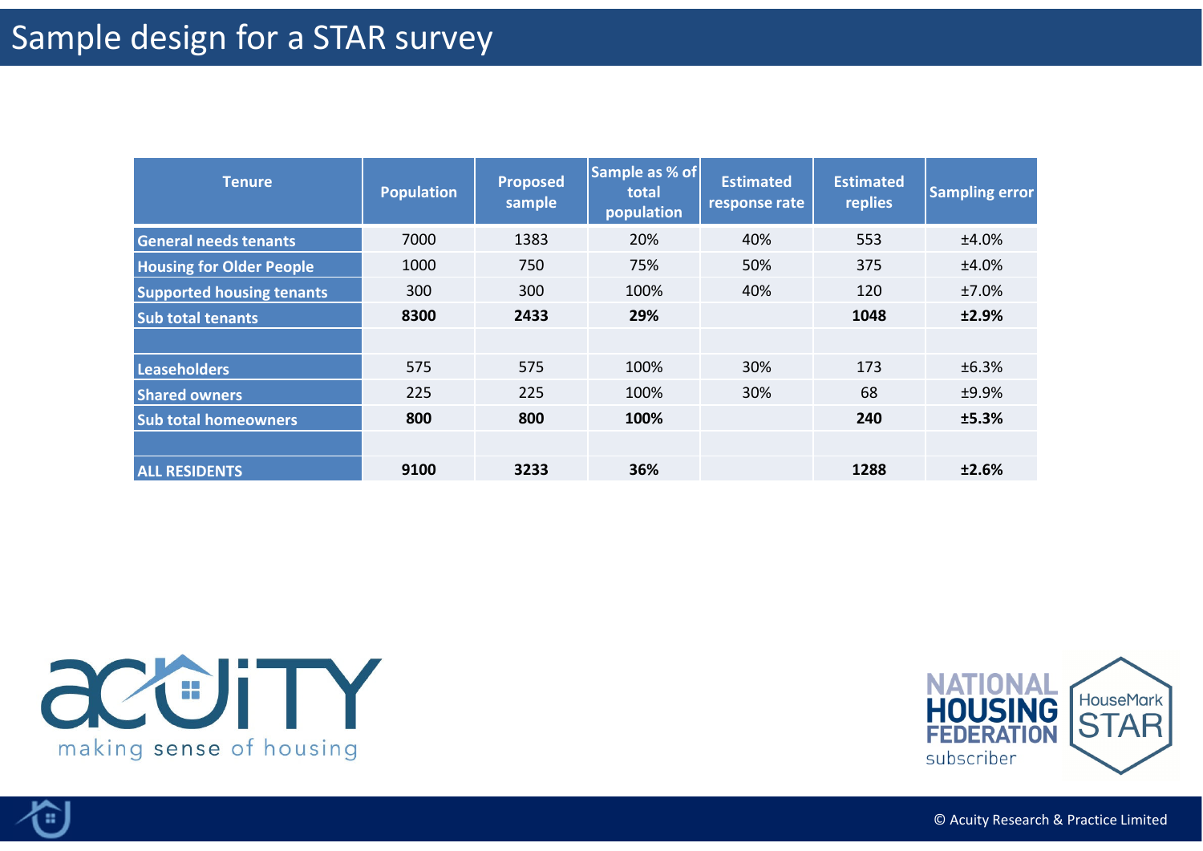# Sample design for a STAR survey

| Tenure | Population | Proposed sample | Sample as % of total population | Estimated response rate | Estimated replies | Sampling error |
|---|---|---|---|---|---|---|
| General needs tenants | 7000 | 1383 | 20% | 40% | 553 | ±4.0% |
| Housing for Older People | 1000 | 750 | 75% | 50% | 375 | ±4.0% |
| Supported housing tenants | 300 | 300 | 100% | 40% | 120 | ±7.0% |
| **Sub total tenants** | **8300** | **2433** | **29%** | | **1048** | **±2.9%** |
| | | | | | | |
| Leaseholders | 575 | 575 | 100% | 30% | 173 | ±6.3% |
| Shared owners | 225 | 225 | 100% | 30% | 68 | ±9.9% |
| **Sub total homeowners** | **800** | **800** | **100%** | | **240** | **±5.3%** |
| | | | | | | |
| **ALL RESIDENTS** | **9100** | **3233** | **36%** | | **1288** | **±2.6%** |

acuity making sense of housing

NATIONAL HOUSING FEDERATION subscriber

HouseMark STAR

© Acuity Research & Practice Limited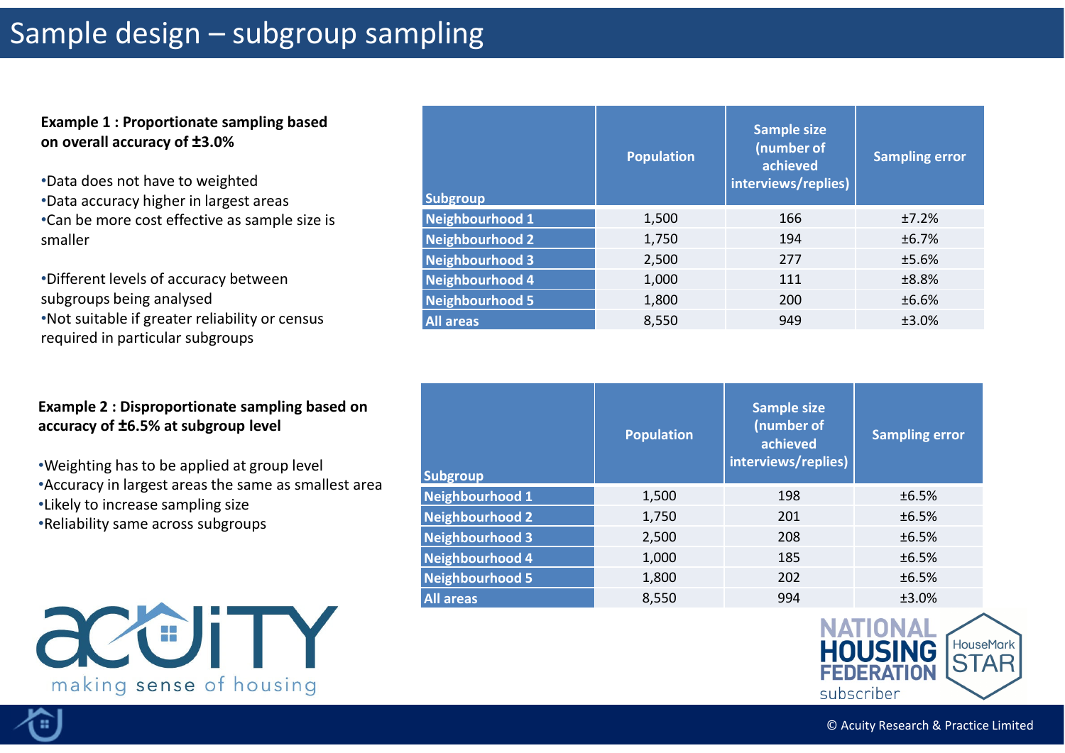# Sample design – subgroup sampling

**Example 1 : Proportionate sampling based on overall accuracy of ±3.0%**

- Data does not have to weighted
- Data accuracy higher in largest areas
- Can be more cost effective as sample size is smaller

- Different levels of accuracy between subgroups being analysed
- Not suitable if greater reliability or census required in particular subgroups

| Subgroup | Population | Sample size (number of achieved interviews/replies) | Sampling error |
|---|---|---|---|
| Neighbourhood 1 | 1,500 | 166 | ±7.2% |
| Neighbourhood 2 | 1,750 | 194 | ±6.7% |
| Neighbourhood 3 | 2,500 | 277 | ±5.6% |
| Neighbourhood 4 | 1,000 | 111 | ±8.8% |
| Neighbourhood 5 | 1,800 | 200 | ±6.6% |
| All areas | 8,550 | 949 | ±3.0% |

**Example 2 : Disproportionate sampling based on accuracy of ±6.5% at subgroup level**

- Weighting has to be applied at group level
- Accuracy in largest areas the same as smallest area
- Likely to increase sampling size
- Reliability same across subgroups

| Subgroup | Population | Sample size (number of achieved interviews/replies) | Sampling error |
|---|---|---|---|
| Neighbourhood 1 | 1,500 | 198 | ±6.5% |
| Neighbourhood 2 | 1,750 | 201 | ±6.5% |
| Neighbourhood 3 | 2,500 | 208 | ±6.5% |
| Neighbourhood 4 | 1,000 | 185 | ±6.5% |
| Neighbourhood 5 | 1,800 | 202 | ±6.5% |
| All areas | 8,550 | 994 | ±3.0% |

acuity making sense of housing

NATIONAL HOUSING FEDERATION subscriber

HouseMark STAR

© Acuity Research & Practice Limited